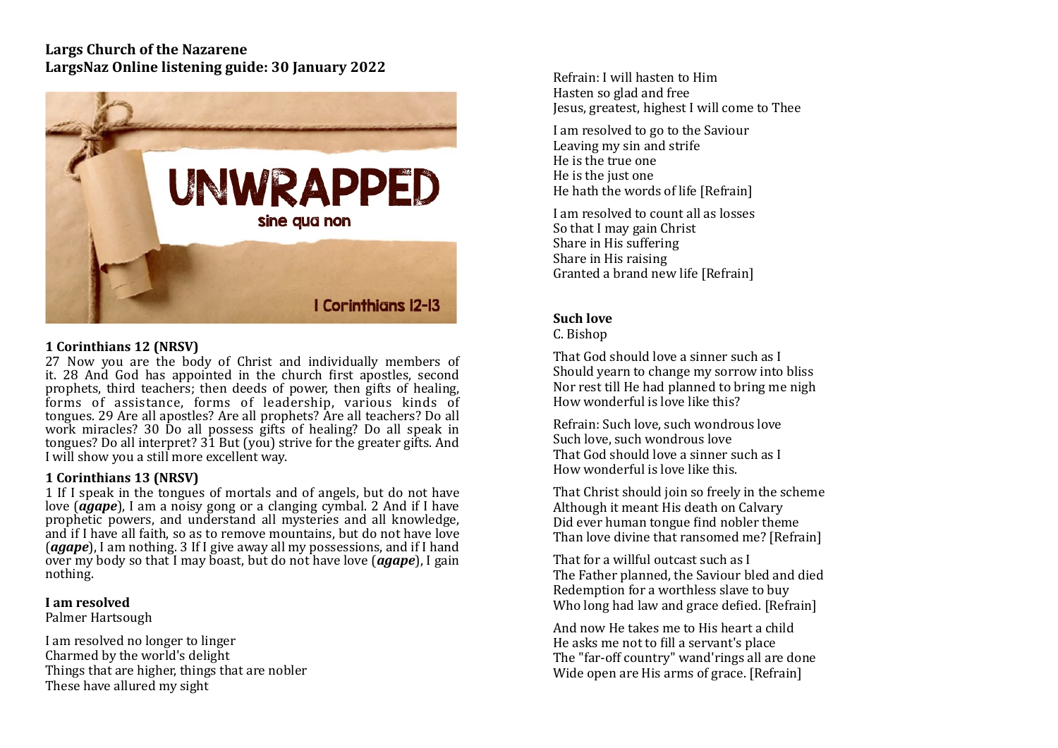**Largs Church of the Nazarene**
**LargsNaz Online listening guide: 30 January 2022**

UNWRAPPED

sine qua non

I Corinthians 12-13

**1 Corinthians 12 (NRSV)**

27 Now you are the body of Christ and individually members of it. 28 And God has appointed in the church first apostles, second prophets, third teachers; then deeds of power, then gifts of healing, forms of assistance, forms of leadership, various kinds of tongues. 29 Are all apostles? Are all prophets? Are all teachers? Do all work miracles? 30 Do all possess gifts of healing? Do all speak in tongues? Do all interpret? 31 But (you) strive for the greater gifts. And I will show you a still more excellent way.

**1 Corinthians 13 (NRSV)**

1 If I speak in the tongues of mortals and of angels, but do not have love (***agape***), I am a noisy gong or a clanging cymbal. 2 And if I have prophetic powers, and understand all mysteries and all knowledge, and if I have all faith, so as to remove mountains, but do not have love (***agape***), I am nothing. 3 If I give away all my possessions, and if I hand over my body so that I may boast, but do not have love (***agape***), I gain nothing.

**I am resolved**
Palmer Hartsough

I am resolved no longer to linger
Charmed by the world's delight
Things that are higher, things that are nobler
These have allured my sight

Refrain: I will hasten to Him
Hasten so glad and free
Jesus, greatest, highest I will come to Thee

I am resolved to go to the Saviour
Leaving my sin and strife
He is the true one
He is the just one
He hath the words of life [Refrain]

I am resolved to count all as losses
So that I may gain Christ
Share in His suffering
Share in His raising
Granted a brand new life [Refrain]

**Such love**
C. Bishop

That God should love a sinner such as I
Should yearn to change my sorrow into bliss
Nor rest till He had planned to bring me nigh
How wonderful is love like this?

Refrain: Such love, such wondrous love
Such love, such wondrous love
That God should love a sinner such as I
How wonderful is love like this.

That Christ should join so freely in the scheme
Although it meant His death on Calvary
Did ever human tongue find nobler theme
Than love divine that ransomed me? [Refrain]

That for a willful outcast such as I
The Father planned, the Saviour bled and died
Redemption for a worthless slave to buy
Who long had law and grace defied. [Refrain]

And now He takes me to His heart a child
He asks me not to fill a servant's place
The "far-off country" wand'rings all are done
Wide open are His arms of grace. [Refrain]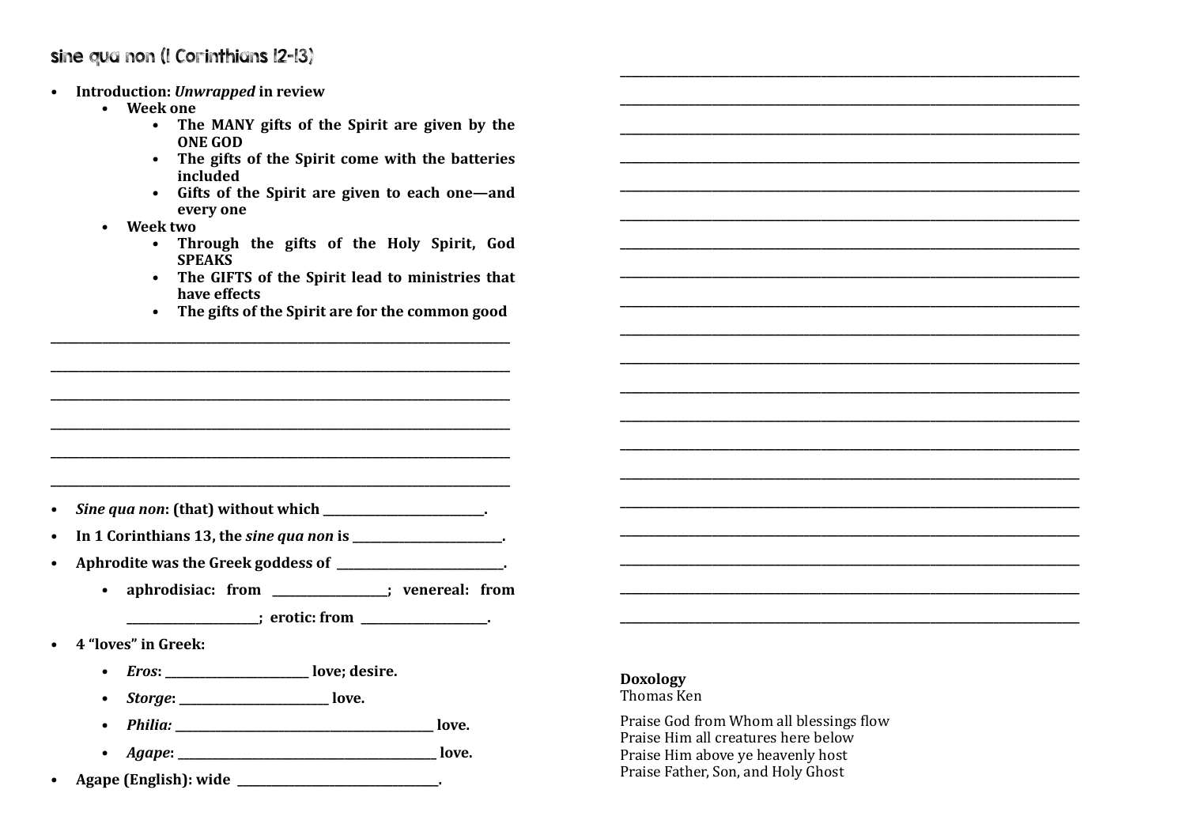## sine qua non (1 Corinthians 12-13)

- **Introduction: *Unwrapped* in review**
  - **Week one**
    - **The MANY gifts of the Spirit are given by the ONE GOD**
    - **The gifts of the Spirit come with the batteries included**
    - **Gifts of the Spirit are given to each one—and every one**
  - **Week two**
    - **Through the gifts of the Holy Spirit, God SPEAKS**
    - **The GIFTS of the Spirit lead to ministries that have effects**
    - **The gifts of the Spirit are for the common good**

______________________________________________________________________________

______________________________________________________________________________

______________________________________________________________________________

______________________________________________________________________________

______________________________________________________________________________

______________________________________________________________________________

- ***Sine qua non*: (that) without which ____________________.**
- **In 1 Corinthians 13, the *sine qua non* is ____________________.**
- **Aphrodite was the Greek goddess of ____________________.**
  - **aphrodisiac: from ______________; venereal: from ________________; erotic: from ________________.**
- **4 "loves" in Greek:**
  - ***Eros*: __________________ love; desire.**
  - ***Storge*: __________________ love.**
  - ***Philia:* ________________________________ love.**
  - ***Agape*: ________________________________ love.**
- **Agape (English): wide _________________________.**

______________________________________________________________________________

______________________________________________________________________________

______________________________________________________________________________

______________________________________________________________________________

______________________________________________________________________________

______________________________________________________________________________

______________________________________________________________________________

______________________________________________________________________________

______________________________________________________________________________

______________________________________________________________________________

______________________________________________________________________________

______________________________________________________________________________

______________________________________________________________________________

______________________________________________________________________________

______________________________________________________________________________

______________________________________________________________________________

______________________________________________________________________________

______________________________________________________________________________

______________________________________________________________________________

______________________________________________________________________________

**Doxology**
Thomas Ken

Praise God from Whom all blessings flow
Praise Him all creatures here below
Praise Him above ye heavenly host
Praise Father, Son, and Holy Ghost